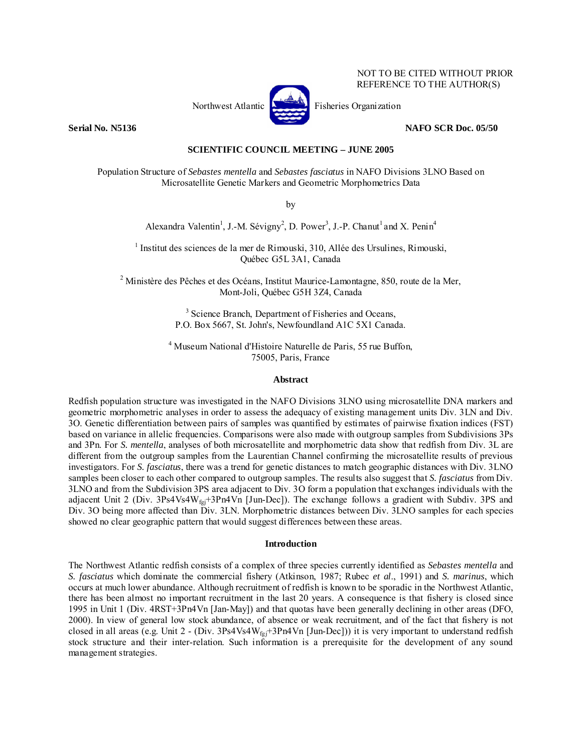NOT TO BE CITED WITHOUT PRIOR REFERENCE TO THE AUTHOR(S)

Northwest Atlantic Fisheries Organization

**Serial No. N5136** **NAFO SCR Doc. 05/50**

**SCIENTIFIC COUNCIL MEETING – JUNE 2005**

# Population Structure of *Sebastes mentella* and *Sebastes fasciatus* in NAFO Divisions 3LNO Based on Microsatellite Genetic Markers and Geometric Morphometrics Data

by

Alexandra Valentin[1], J.-M. Sévigny[2], D. Power[3], J.-P. Chanut[1] and X. Penin[4]

[1] Institut des sciences de la mer de Rimouski, 310, Allée des Ursulines, Rimouski, Québec G5L 3A1, Canada

[2] Ministère des Pêches et des Océans, Institut Maurice-Lamontagne, 850, route de la Mer, Mont-Joli, Québec G5H 3Z4, Canada

[3] Science Branch, Department of Fisheries and Oceans, P.O. Box 5667, St. John's, Newfoundland A1C 5X1 Canada.

[4] Museum National d'Histoire Naturelle de Paris, 55 rue Buffon, 75005, Paris, France

## Abstract

Redfish population structure was investigated in the NAFO Divisions 3LNO using microsatellite DNA markers and geometric morphometric analyses in order to assess the adequacy of existing management units Div. 3LN and Div. 3O. Genetic differentiation between pairs of samples was quantified by estimates of pairwise fixation indices (FST) based on variance in allelic frequencies. Comparisons were also made with outgroup samples from Subdivisions 3Ps and 3Pn. For *S. mentella*, analyses of both microsatellite and morphometric data show that redfish from Div. 3L are different from the outgroup samples from the Laurentian Channel confirming the microsatellite results of previous investigators. For *S. fasciatus*, there was a trend for genetic distances to match geographic distances with Div. 3LNO samples been closer to each other compared to outgroup samples. The results also suggest that *S. fasciatus* from Div. 3LNO and from the Subdivision 3PS area adjacent to Div. 3O form a population that exchanges individuals with the adjacent Unit 2 (Div. 3Ps4Vs4$W_{fgj}$+3Pn4Vn [Jun-Dec]). The exchange follows a gradient with Subdiv. 3PS and Div. 3O being more affected than Div. 3LN. Morphometric distances between Div. 3LNO samples for each species showed no clear geographic pattern that would suggest differences between these areas.

## Introduction

The Northwest Atlantic redfish consists of a complex of three species currently identified as *Sebastes mentella* and *S. fasciatus* which dominate the commercial fishery (Atkinson, 1987; Rubec *et al*., 1991) and *S. marinus*, which occurs at much lower abundance. Although recruitment of redfish is known to be sporadic in the Northwest Atlantic, there has been almost no important recruitment in the last 20 years. A consequence is that fishery is closed since 1995 in Unit 1 (Div. 4RST+3Pn4Vn [Jan-May]) and that quotas have been generally declining in other areas (DFO, 2000). In view of general low stock abundance, of absence or weak recruitment, and of the fact that fishery is not closed in all areas (e.g. Unit 2 - (Div. 3Ps4Vs4$W_{fgj}$+3Pn4Vn [Jun-Dec])) it is very important to understand redfish stock structure and their inter-relation. Such information is a prerequisite for the development of any sound management strategies.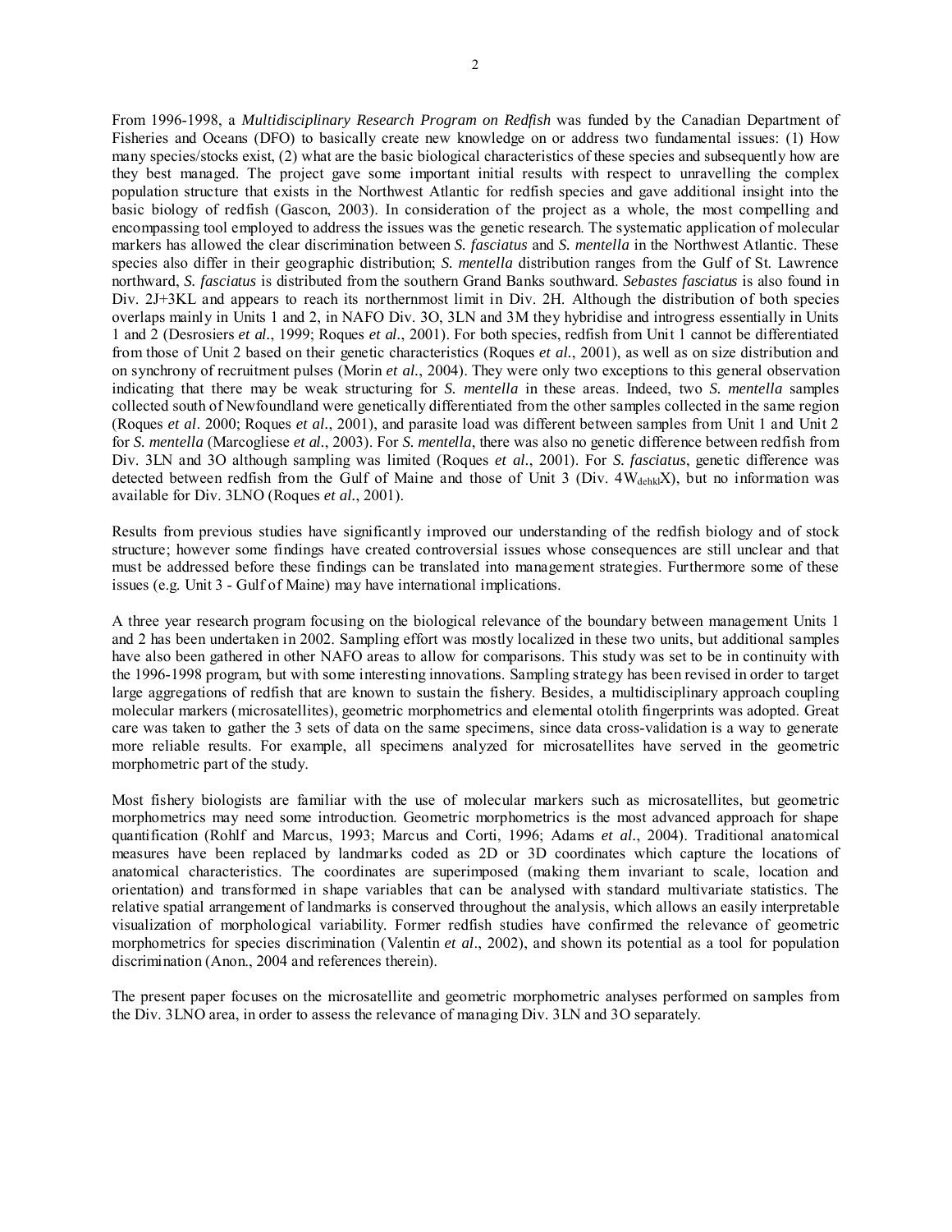From 1996-1998, a *Multidisciplinary Research Program on Redfish* was funded by the Canadian Department of Fisheries and Oceans (DFO) to basically create new knowledge on or address two fundamental issues: (1) How many species/stocks exist, (2) what are the basic biological characteristics of these species and subsequently how are they best managed. The project gave some important initial results with respect to unravelling the complex population structure that exists in the Northwest Atlantic for redfish species and gave additional insight into the basic biology of redfish (Gascon, 2003). In consideration of the project as a whole, the most compelling and encompassing tool employed to address the issues was the genetic research. The systematic application of molecular markers has allowed the clear discrimination between *S. fasciatus* and *S. mentella* in the Northwest Atlantic. These species also differ in their geographic distribution; *S. mentella* distribution ranges from the Gulf of St. Lawrence northward, *S. fasciatus* is distributed from the southern Grand Banks southward. *Sebastes fasciatus* is also found in Div. 2J+3KL and appears to reach its northernmost limit in Div. 2H. Although the distribution of both species overlaps mainly in Units 1 and 2, in NAFO Div. 3O, 3LN and 3M they hybridise and introgress essentially in Units 1 and 2 (Desrosiers *et al.*, 1999; Roques *et al.*, 2001). For both species, redfish from Unit 1 cannot be differentiated from those of Unit 2 based on their genetic characteristics (Roques *et al.*, 2001), as well as on size distribution and on synchrony of recruitment pulses (Morin *et al.*, 2004). They were only two exceptions to this general observation indicating that there may be weak structuring for *S. mentella* in these areas. Indeed, two *S. mentella* samples collected south of Newfoundland were genetically differentiated from the other samples collected in the same region (Roques *et al*. 2000; Roques *et al.*, 2001), and parasite load was different between samples from Unit 1 and Unit 2 for *S. mentella* (Marcogliese *et al.*, 2003). For *S. mentella*, there was also no genetic difference between redfish from Div. 3LN and 3O although sampling was limited (Roques *et al.*, 2001). For *S. fasciatus*, genetic difference was detected between redfish from the Gulf of Maine and those of Unit 3 (Div. $4W_{dehkl}X$), but no information was available for Div. 3LNO (Roques *et al.*, 2001).

Results from previous studies have significantly improved our understanding of the redfish biology and of stock structure; however some findings have created controversial issues whose consequences are still unclear and that must be addressed before these findings can be translated into management strategies. Furthermore some of these issues (e.g. Unit 3 - Gulf of Maine) may have international implications.

A three year research program focusing on the biological relevance of the boundary between management Units 1 and 2 has been undertaken in 2002. Sampling effort was mostly localized in these two units, but additional samples have also been gathered in other NAFO areas to allow for comparisons. This study was set to be in continuity with the 1996-1998 program, but with some interesting innovations. Sampling strategy has been revised in order to target large aggregations of redfish that are known to sustain the fishery. Besides, a multidisciplinary approach coupling molecular markers (microsatellites), geometric morphometrics and elemental otolith fingerprints was adopted. Great care was taken to gather the 3 sets of data on the same specimens, since data cross-validation is a way to generate more reliable results. For example, all specimens analyzed for microsatellites have served in the geometric morphometric part of the study.

Most fishery biologists are familiar with the use of molecular markers such as microsatellites, but geometric morphometrics may need some introduction. Geometric morphometrics is the most advanced approach for shape quantification (Rohlf and Marcus, 1993; Marcus and Corti, 1996; Adams *et al.*, 2004). Traditional anatomical measures have been replaced by landmarks coded as 2D or 3D coordinates which capture the locations of anatomical characteristics. The coordinates are superimposed (making them invariant to scale, location and orientation) and transformed in shape variables that can be analysed with standard multivariate statistics. The relative spatial arrangement of landmarks is conserved throughout the analysis, which allows an easily interpretable visualization of morphological variability. Former redfish studies have confirmed the relevance of geometric morphometrics for species discrimination (Valentin *et al.*, 2002), and shown its potential as a tool for population discrimination (Anon., 2004 and references therein).

The present paper focuses on the microsatellite and geometric morphometric analyses performed on samples from the Div. 3LNO area, in order to assess the relevance of managing Div. 3LN and 3O separately.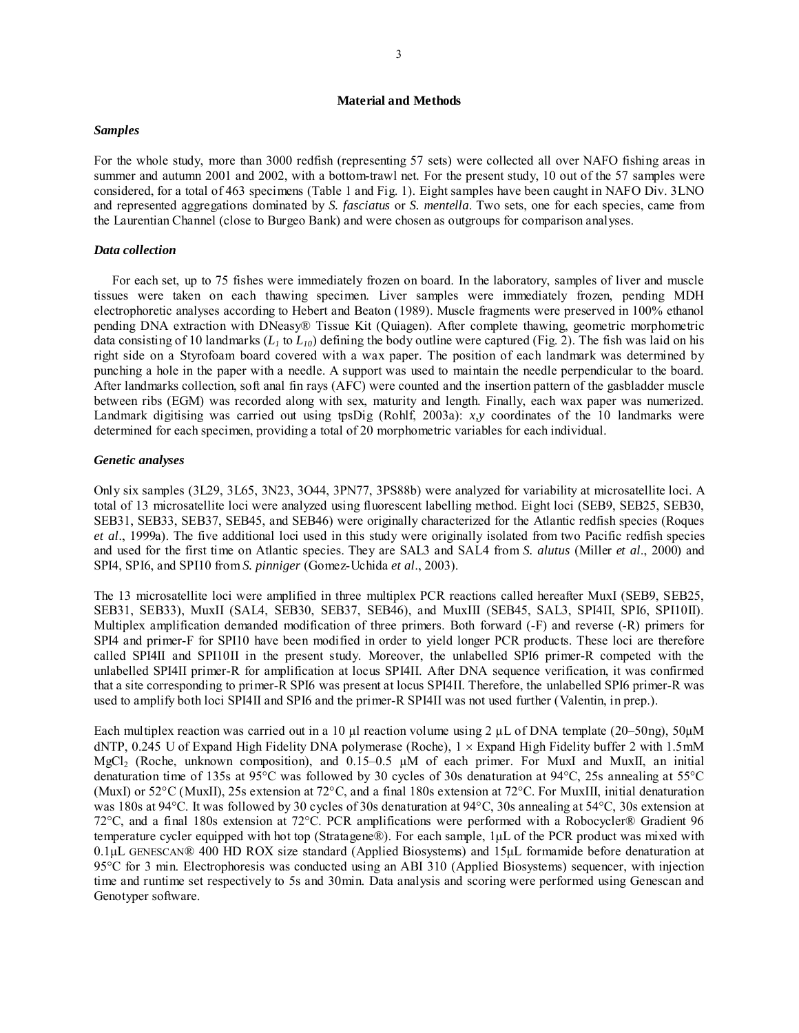## Material and Methods

### *Samples*

For the whole study, more than 3000 redfish (representing 57 sets) were collected all over NAFO fishing areas in summer and autumn 2001 and 2002, with a bottom-trawl net. For the present study, 10 out of the 57 samples were considered, for a total of 463 specimens (Table 1 and Fig. 1). Eight samples have been caught in NAFO Div. 3LNO and represented aggregations dominated by *S. fasciatus* or *S. mentella*. Two sets, one for each species, came from the Laurentian Channel (close to Burgeo Bank) and were chosen as outgroups for comparison analyses.

### *Data collection*

For each set, up to 75 fishes were immediately frozen on board. In the laboratory, samples of liver and muscle tissues were taken on each thawing specimen. Liver samples were immediately frozen, pending MDH electrophoretic analyses according to Hebert and Beaton (1989). Muscle fragments were preserved in 100% ethanol pending DNA extraction with DNeasy® Tissue Kit (Quiagen). After complete thawing, geometric morphometric data consisting of 10 landmarks ($L_1$ to $L_{10}$) defining the body outline were captured (Fig. 2). The fish was laid on his right side on a Styrofoam board covered with a wax paper. The position of each landmark was determined by punching a hole in the paper with a needle. A support was used to maintain the needle perpendicular to the board. After landmarks collection, soft anal fin rays (AFC) were counted and the insertion pattern of the gasbladder muscle between ribs (EGM) was recorded along with sex, maturity and length. Finally, each wax paper was numerized. Landmark digitising was carried out using tpsDig (Rohlf, 2003a): $x$,$y$ coordinates of the 10 landmarks were determined for each specimen, providing a total of 20 morphometric variables for each individual.

### *Genetic analyses*

Only six samples (3L29, 3L65, 3N23, 3O44, 3PN77, 3PS88b) were analyzed for variability at microsatellite loci. A total of 13 microsatellite loci were analyzed using fluorescent labelling method. Eight loci (SEB9, SEB25, SEB30, SEB31, SEB33, SEB37, SEB45, and SEB46) were originally characterized for the Atlantic redfish species (Roques *et al*., 1999a). The five additional loci used in this study were originally isolated from two Pacific redfish species and used for the first time on Atlantic species. They are SAL3 and SAL4 from *S. alutus* (Miller *et al*., 2000) and SPI4, SPI6, and SPI10 from *S. pinniger* (Gomez-Uchida *et al*., 2003).

The 13 microsatellite loci were amplified in three multiplex PCR reactions called hereafter MuxI (SEB9, SEB25, SEB31, SEB33), MuxII (SAL4, SEB30, SEB37, SEB46), and MuxIII (SEB45, SAL3, SPI4II, SPI6, SPI10II). Multiplex amplification demanded modification of three primers. Both forward (-F) and reverse (-R) primers for SPI4 and primer-F for SPI10 have been modified in order to yield longer PCR products. These loci are therefore called SPI4II and SPI10II in the present study. Moreover, the unlabelled SPI6 primer-R competed with the unlabelled SPI4II primer-R for amplification at locus SPI4II. After DNA sequence verification, it was confirmed that a site corresponding to primer-R SPI6 was present at locus SPI4II. Therefore, the unlabelled SPI6 primer-R was used to amplify both loci SPI4II and SPI6 and the primer-R SPI4II was not used further (Valentin, in prep.).

Each multiplex reaction was carried out in a 10 µl reaction volume using 2 µL of DNA template (20–50ng), 50µM dNTP, 0.245 U of Expand High Fidelity DNA polymerase (Roche), 1 × Expand High Fidelity buffer 2 with 1.5mM $MgCl_2$ (Roche, unknown composition), and 0.15–0.5 µM of each primer. For MuxI and MuxII, an initial denaturation time of 135s at 95°C was followed by 30 cycles of 30s denaturation at 94°C, 25s annealing at 55°C (MuxI) or 52°C (MuxII), 25s extension at 72°C, and a final 180s extension at 72°C. For MuxIII, initial denaturation was 180s at 94°C. It was followed by 30 cycles of 30s denaturation at 94°C, 30s annealing at 54°C, 30s extension at 72°C, and a final 180s extension at 72°C. PCR amplifications were performed with a Robocycler® Gradient 96 temperature cycler equipped with hot top (Stratagene®). For each sample, 1µL of the PCR product was mixed with 0.1µL GENESCAN® 400 HD ROX size standard (Applied Biosystems) and 15µL formamide before denaturation at 95°C for 3 min. Electrophoresis was conducted using an ABI 310 (Applied Biosystems) sequencer, with injection time and runtime set respectively to 5s and 30min. Data analysis and scoring were performed using Genescan and Genotyper software.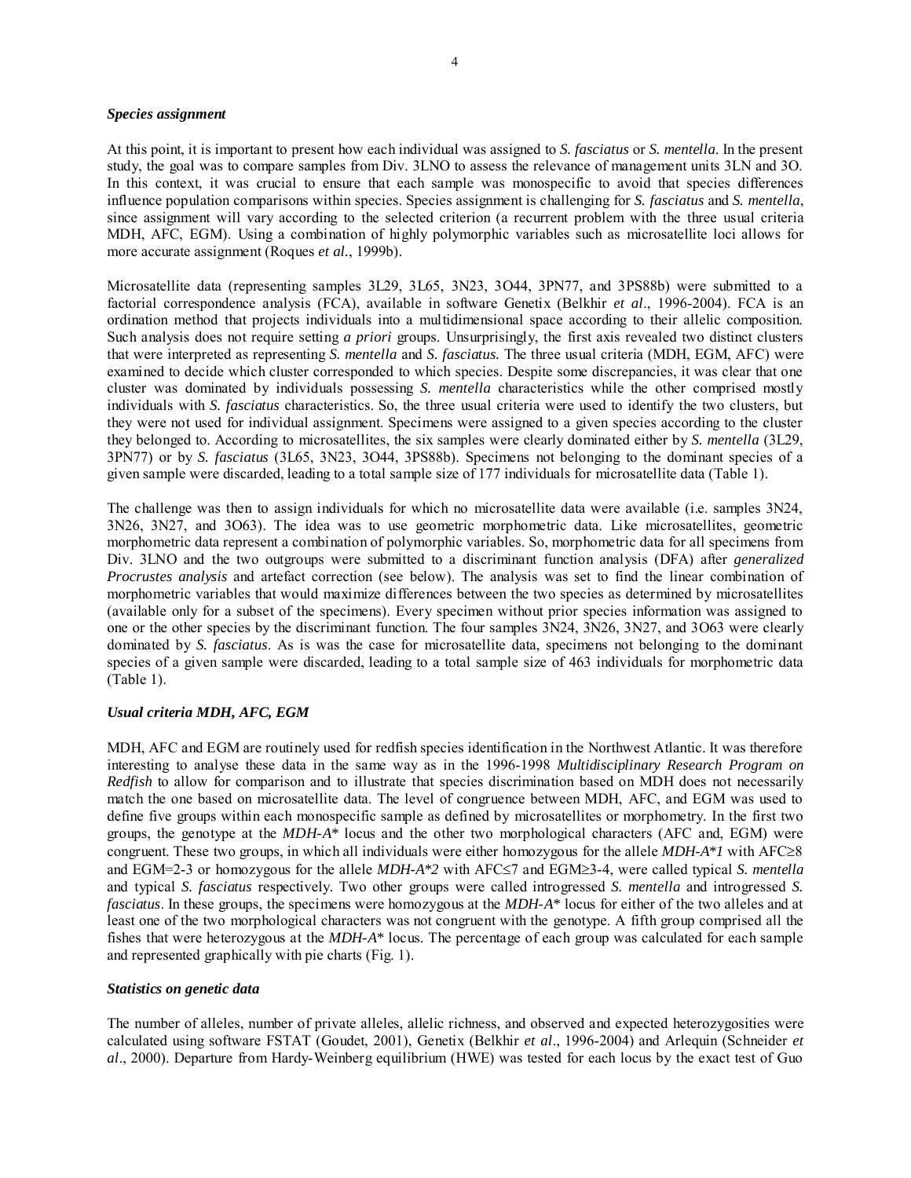### *Species assignment*

At this point, it is important to present how each individual was assigned to *S. fasciatus* or *S. mentella*. In the present study, the goal was to compare samples from Div. 3LNO to assess the relevance of management units 3LN and 3O. In this context, it was crucial to ensure that each sample was monospecific to avoid that species differences influence population comparisons within species. Species assignment is challenging for *S. fasciatus* and *S. mentella*, since assignment will vary according to the selected criterion (a recurrent problem with the three usual criteria MDH, AFC, EGM). Using a combination of highly polymorphic variables such as microsatellite loci allows for more accurate assignment (Roques *et al.*, 1999b).

Microsatellite data (representing samples 3L29, 3L65, 3N23, 3O44, 3PN77, and 3PS88b) were submitted to a factorial correspondence analysis (FCA), available in software Genetix (Belkhir *et al*., 1996-2004). FCA is an ordination method that projects individuals into a multidimensional space according to their allelic composition. Such analysis does not require setting *a priori* groups. Unsurprisingly, the first axis revealed two distinct clusters that were interpreted as representing *S. mentella* and *S. fasciatus*. The three usual criteria (MDH, EGM, AFC) were examined to decide which cluster corresponded to which species. Despite some discrepancies, it was clear that one cluster was dominated by individuals possessing *S. mentella* characteristics while the other comprised mostly individuals with *S. fasciatus* characteristics. So, the three usual criteria were used to identify the two clusters, but they were not used for individual assignment. Specimens were assigned to a given species according to the cluster they belonged to. According to microsatellites, the six samples were clearly dominated either by *S. mentella* (3L29, 3PN77) or by *S. fasciatus* (3L65, 3N23, 3O44, 3PS88b). Specimens not belonging to the dominant species of a given sample were discarded, leading to a total sample size of 177 individuals for microsatellite data (Table 1).

The challenge was then to assign individuals for which no microsatellite data were available (i.e. samples 3N24, 3N26, 3N27, and 3O63). The idea was to use geometric morphometric data. Like microsatellites, geometric morphometric data represent a combination of polymorphic variables. So, morphometric data for all specimens from Div. 3LNO and the two outgroups were submitted to a discriminant function analysis (DFA) after *generalized Procrustes analysis* and artefact correction (see below). The analysis was set to find the linear combination of morphometric variables that would maximize differences between the two species as determined by microsatellites (available only for a subset of the specimens). Every specimen without prior species information was assigned to one or the other species by the discriminant function. The four samples 3N24, 3N26, 3N27, and 3O63 were clearly dominated by *S. fasciatus*. As is was the case for microsatellite data, specimens not belonging to the dominant species of a given sample were discarded, leading to a total sample size of 463 individuals for morphometric data (Table 1).

### *Usual criteria MDH, AFC, EGM*

MDH, AFC and EGM are routinely used for redfish species identification in the Northwest Atlantic. It was therefore interesting to analyse these data in the same way as in the 1996-1998 *Multidisciplinary Research Program on Redfish* to allow for comparison and to illustrate that species discrimination based on MDH does not necessarily match the one based on microsatellite data. The level of congruence between MDH, AFC, and EGM was used to define five groups within each monospecific sample as defined by microsatellites or morphometry. In the first two groups, the genotype at the *MDH-A\** locus and the other two morphological characters (AFC and, EGM) were congruent. These two groups, in which all individuals were either homozygous for the allele *MDH-A\*1* with AFC≥8 and EGM=2-3 or homozygous for the allele *MDH-A\*2* with AFC≤7 and EGM≥3-4, were called typical *S. mentella* and typical *S. fasciatus* respectively. Two other groups were called introgressed *S. mentella* and introgressed *S. fasciatus*. In these groups, the specimens were homozygous at the *MDH-A\** locus for either of the two alleles and at least one of the two morphological characters was not congruent with the genotype. A fifth group comprised all the fishes that were heterozygous at the *MDH-A\** locus. The percentage of each group was calculated for each sample and represented graphically with pie charts (Fig. 1).

### *Statistics on genetic data*

The number of alleles, number of private alleles, allelic richness, and observed and expected heterozygosities were calculated using software FSTAT (Goudet, 2001), Genetix (Belkhir *et al*., 1996-2004) and Arlequin (Schneider *et al*., 2000). Departure from Hardy-Weinberg equilibrium (HWE) was tested for each locus by the exact test of Guo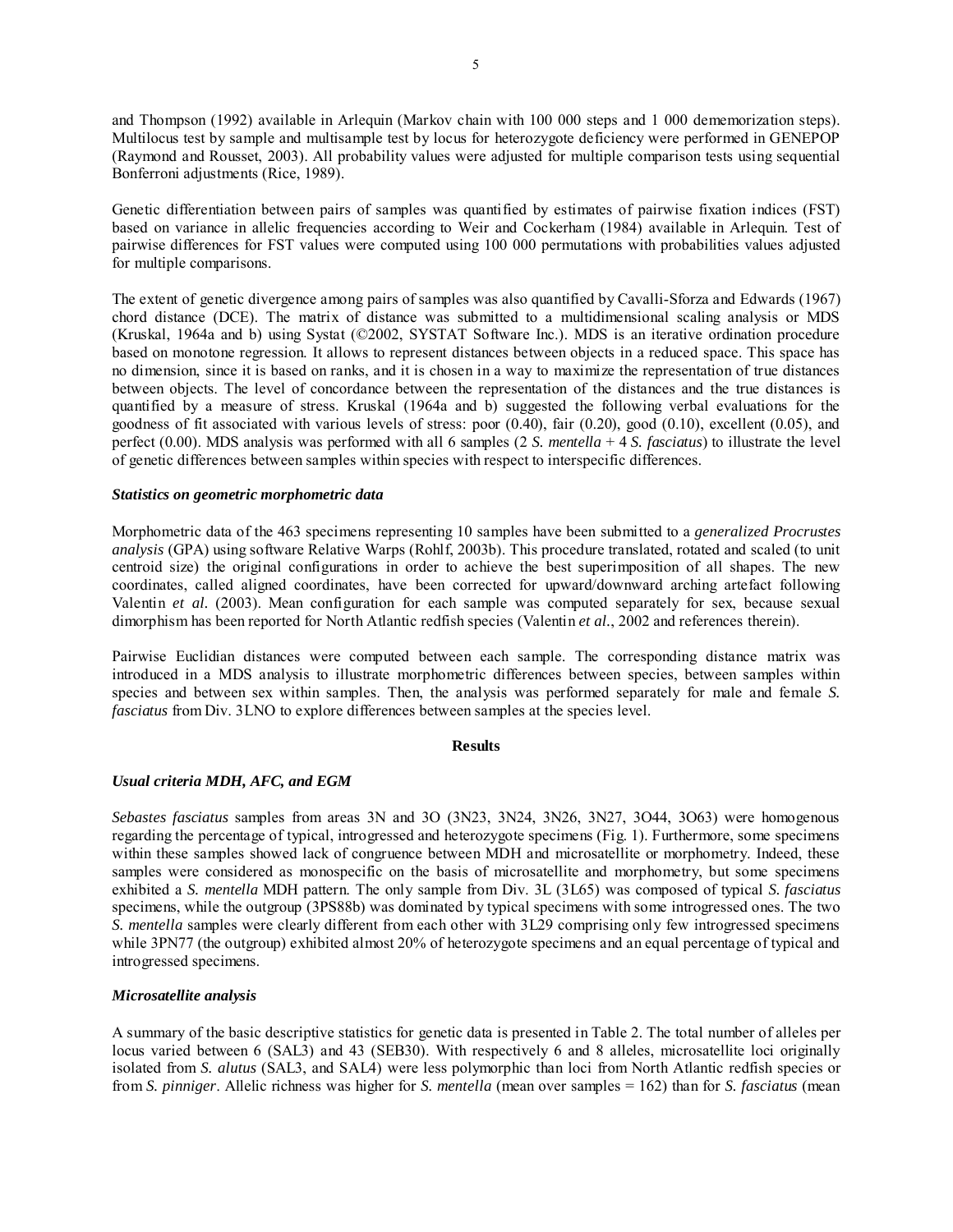and Thompson (1992) available in Arlequin (Markov chain with 100 000 steps and 1 000 dememorization steps). Multilocus test by sample and multisample test by locus for heterozygote deficiency were performed in GENEPOP (Raymond and Rousset, 2003). All probability values were adjusted for multiple comparison tests using sequential Bonferroni adjustments (Rice, 1989).

Genetic differentiation between pairs of samples was quantified by estimates of pairwise fixation indices (FST) based on variance in allelic frequencies according to Weir and Cockerham (1984) available in Arlequin. Test of pairwise differences for FST values were computed using 100 000 permutations with probabilities values adjusted for multiple comparisons.

The extent of genetic divergence among pairs of samples was also quantified by Cavalli-Sforza and Edwards (1967) chord distance (DCE). The matrix of distance was submitted to a multidimensional scaling analysis or MDS (Kruskal, 1964a and b) using Systat (©2002, SYSTAT Software Inc.). MDS is an iterative ordination procedure based on monotone regression. It allows to represent distances between objects in a reduced space. This space has no dimension, since it is based on ranks, and it is chosen in a way to maximize the representation of true distances between objects. The level of concordance between the representation of the distances and the true distances is quantified by a measure of stress. Kruskal (1964a and b) suggested the following verbal evaluations for the goodness of fit associated with various levels of stress: poor (0.40), fair (0.20), good (0.10), excellent (0.05), and perfect (0.00). MDS analysis was performed with all 6 samples (2 *S. mentella* + 4 *S. fasciatus*) to illustrate the level of genetic differences between samples within species with respect to interspecific differences.

### *Statistics on geometric morphometric data*

Morphometric data of the 463 specimens representing 10 samples have been submitted to a *generalized Procrustes analysis* (GPA) using software Relative Warps (Rohlf, 2003b). This procedure translated, rotated and scaled (to unit centroid size) the original configurations in order to achieve the best superimposition of all shapes. The new coordinates, called aligned coordinates, have been corrected for upward/downward arching artefact following Valentin *et al.* (2003). Mean configuration for each sample was computed separately for sex, because sexual dimorphism has been reported for North Atlantic redfish species (Valentin *et al.*, 2002 and references therein).

Pairwise Euclidian distances were computed between each sample. The corresponding distance matrix was introduced in a MDS analysis to illustrate morphometric differences between species, between samples within species and between sex within samples. Then, the analysis was performed separately for male and female *S. fasciatus* from Div. 3LNO to explore differences between samples at the species level.

## Results

### *Usual criteria MDH, AFC, and EGM*

*Sebastes fasciatus* samples from areas 3N and 3O (3N23, 3N24, 3N26, 3N27, 3O44, 3O63) were homogenous regarding the percentage of typical, introgressed and heterozygote specimens (Fig. 1). Furthermore, some specimens within these samples showed lack of congruence between MDH and microsatellite or morphometry. Indeed, these samples were considered as monospecific on the basis of microsatellite and morphometry, but some specimens exhibited a *S. mentella* MDH pattern. The only sample from Div. 3L (3L65) was composed of typical *S. fasciatus* specimens, while the outgroup (3PS88b) was dominated by typical specimens with some introgressed ones. The two *S. mentella* samples were clearly different from each other with 3L29 comprising only few introgressed specimens while 3PN77 (the outgroup) exhibited almost 20% of heterozygote specimens and an equal percentage of typical and introgressed specimens.

### *Microsatellite analysis*

A summary of the basic descriptive statistics for genetic data is presented in Table 2. The total number of alleles per locus varied between 6 (SAL3) and 43 (SEB30). With respectively 6 and 8 alleles, microsatellite loci originally isolated from *S. alutus* (SAL3, and SAL4) were less polymorphic than loci from North Atlantic redfish species or from *S. pinniger*. Allelic richness was higher for *S. mentella* (mean over samples = 162) than for *S. fasciatus* (mean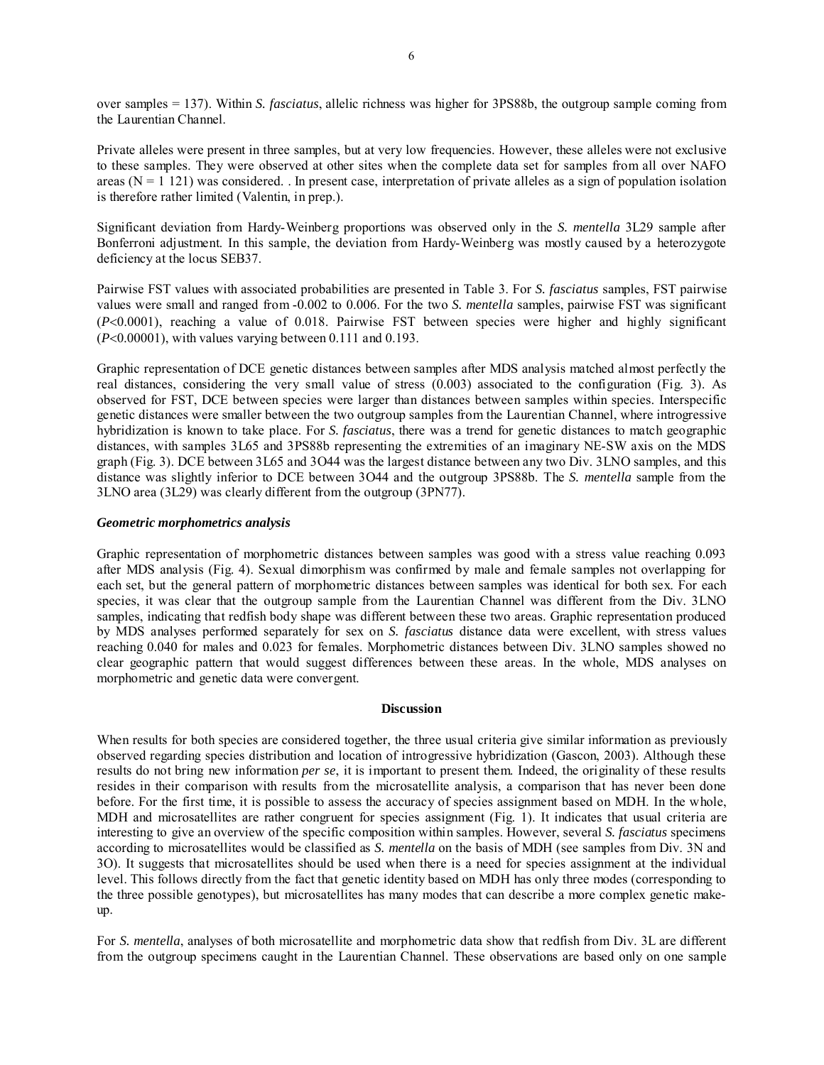over samples = 137). Within *S. fasciatus*, allelic richness was higher for 3PS88b, the outgroup sample coming from the Laurentian Channel.

Private alleles were present in three samples, but at very low frequencies. However, these alleles were not exclusive to these samples. They were observed at other sites when the complete data set for samples from all over NAFO areas (N = 1 121) was considered. . In present case, interpretation of private alleles as a sign of population isolation is therefore rather limited (Valentin, in prep.).

Significant deviation from Hardy-Weinberg proportions was observed only in the *S. mentella* 3L29 sample after Bonferroni adjustment. In this sample, the deviation from Hardy-Weinberg was mostly caused by a heterozygote deficiency at the locus SEB37.

Pairwise FST values with associated probabilities are presented in Table 3. For *S. fasciatus* samples, FST pairwise values were small and ranged from -0.002 to 0.006. For the two *S. mentella* samples, pairwise FST was significant ($P<0.0001$), reaching a value of 0.018. Pairwise FST between species were higher and highly significant ($P<0.00001$), with values varying between 0.111 and 0.193.

Graphic representation of DCE genetic distances between samples after MDS analysis matched almost perfectly the real distances, considering the very small value of stress (0.003) associated to the configuration (Fig. 3). As observed for FST, DCE between species were larger than distances between samples within species. Interspecific genetic distances were smaller between the two outgroup samples from the Laurentian Channel, where introgressive hybridization is known to take place. For *S. fasciatus*, there was a trend for genetic distances to match geographic distances, with samples 3L65 and 3PS88b representing the extremities of an imaginary NE-SW axis on the MDS graph (Fig. 3). DCE between 3L65 and 3O44 was the largest distance between any two Div. 3LNO samples, and this distance was slightly inferior to DCE between 3O44 and the outgroup 3PS88b. The *S. mentella* sample from the 3LNO area (3L29) was clearly different from the outgroup (3PN77).

### *Geometric morphometrics analysis*

Graphic representation of morphometric distances between samples was good with a stress value reaching 0.093 after MDS analysis (Fig. 4). Sexual dimorphism was confirmed by male and female samples not overlapping for each set, but the general pattern of morphometric distances between samples was identical for both sex. For each species, it was clear that the outgroup sample from the Laurentian Channel was different from the Div. 3LNO samples, indicating that redfish body shape was different between these two areas. Graphic representation produced by MDS analyses performed separately for sex on *S. fasciatus* distance data were excellent, with stress values reaching 0.040 for males and 0.023 for females. Morphometric distances between Div. 3LNO samples showed no clear geographic pattern that would suggest differences between these areas. In the whole, MDS analyses on morphometric and genetic data were convergent.

## Discussion

When results for both species are considered together, the three usual criteria give similar information as previously observed regarding species distribution and location of introgressive hybridization (Gascon, 2003). Although these results do not bring new information *per se*, it is important to present them. Indeed, the originality of these results resides in their comparison with results from the microsatellite analysis, a comparison that has never been done before. For the first time, it is possible to assess the accuracy of species assignment based on MDH. In the whole, MDH and microsatellites are rather congruent for species assignment (Fig. 1). It indicates that usual criteria are interesting to give an overview of the specific composition within samples. However, several *S. fasciatus* specimens according to microsatellites would be classified as *S. mentella* on the basis of MDH (see samples from Div. 3N and 3O). It suggests that microsatellites should be used when there is a need for species assignment at the individual level. This follows directly from the fact that genetic identity based on MDH has only three modes (corresponding to the three possible genotypes), but microsatellites has many modes that can describe a more complex genetic make-up.

For *S. mentella*, analyses of both microsatellite and morphometric data show that redfish from Div. 3L are different from the outgroup specimens caught in the Laurentian Channel. These observations are based only on one sample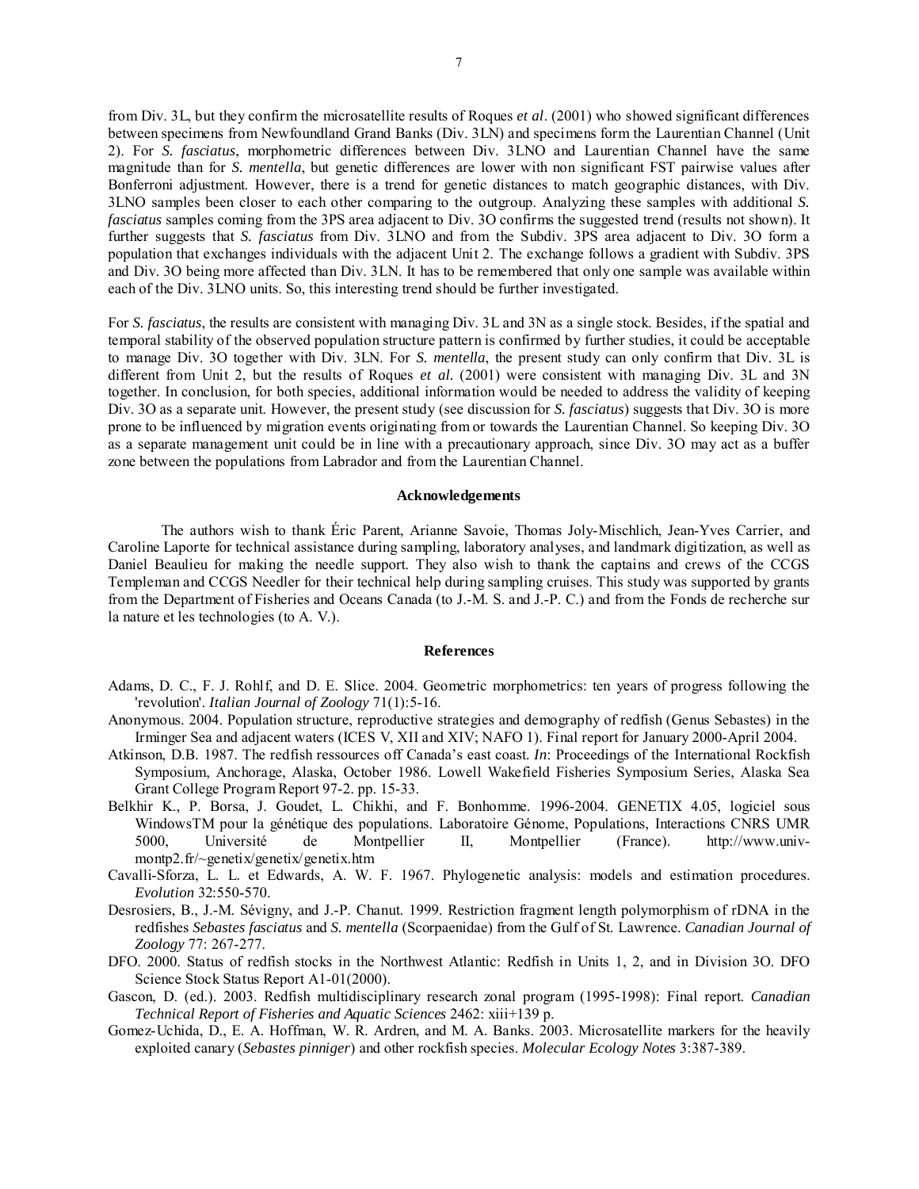from Div. 3L, but they confirm the microsatellite results of Roques *et al*. (2001) who showed significant differences between specimens from Newfoundland Grand Banks (Div. 3LN) and specimens form the Laurentian Channel (Unit 2). For *S. fasciatus*, morphometric differences between Div. 3LNO and Laurentian Channel have the same magnitude than for *S. mentella*, but genetic differences are lower with non significant FST pairwise values after Bonferroni adjustment. However, there is a trend for genetic distances to match geographic distances, with Div. 3LNO samples been closer to each other comparing to the outgroup. Analyzing these samples with additional *S. fasciatus* samples coming from the 3PS area adjacent to Div. 3O confirms the suggested trend (results not shown). It further suggests that *S. fasciatus* from Div. 3LNO and from the Subdiv. 3PS area adjacent to Div. 3O form a population that exchanges individuals with the adjacent Unit 2. The exchange follows a gradient with Subdiv. 3PS and Div. 3O being more affected than Div. 3LN. It has to be remembered that only one sample was available within each of the Div. 3LNO units. So, this interesting trend should be further investigated.

For *S. fasciatus*, the results are consistent with managing Div. 3L and 3N as a single stock. Besides, if the spatial and temporal stability of the observed population structure pattern is confirmed by further studies, it could be acceptable to manage Div. 3O together with Div. 3LN. For *S. mentella*, the present study can only confirm that Div. 3L is different from Unit 2, but the results of Roques *et al*. (2001) were consistent with managing Div. 3L and 3N together. In conclusion, for both species, additional information would be needed to address the validity of keeping Div. 3O as a separate unit. However, the present study (see discussion for *S. fasciatus*) suggests that Div. 3O is more prone to be influenced by migration events originating from or towards the Laurentian Channel. So keeping Div. 3O as a separate management unit could be in line with a precautionary approach, since Div. 3O may act as a buffer zone between the populations from Labrador and from the Laurentian Channel.

## Acknowledgements

The authors wish to thank Éric Parent, Arianne Savoie, Thomas Joly-Mischlich, Jean-Yves Carrier, and Caroline Laporte for technical assistance during sampling, laboratory analyses, and landmark digitization, as well as Daniel Beaulieu for making the needle support. They also wish to thank the captains and crews of the CCGS Templeman and CCGS Needler for their technical help during sampling cruises. This study was supported by grants from the Department of Fisheries and Oceans Canada (to J.-M. S. and J.-P. C.) and from the Fonds de recherche sur la nature et les technologies (to A. V.).

## References

Adams, D. C., F. J. Rohlf, and D. E. Slice. 2004. Geometric morphometrics: ten years of progress following the 'revolution'. *Italian Journal of Zoology* 71(1):5-16.

Anonymous. 2004. Population structure, reproductive strategies and demography of redfish (Genus Sebastes) in the Irminger Sea and adjacent waters (ICES V, XII and XIV; NAFO 1). Final report for January 2000-April 2004.

Atkinson, D.B. 1987. The redfish ressources off Canada's east coast. *In*: Proceedings of the International Rockfish Symposium, Anchorage, Alaska, October 1986. Lowell Wakefield Fisheries Symposium Series, Alaska Sea Grant College Program Report 97-2. pp. 15-33.

Belkhir K., P. Borsa, J. Goudet, L. Chikhi, and F. Bonhomme. 1996-2004. GENETIX 4.05, logiciel sous WindowsTM pour la génétique des populations. Laboratoire Génome, Populations, Interactions CNRS UMR 5000, Université de Montpellier II, Montpellier (France). http://www.univ-montp2.fr/~genetix/genetix/genetix.htm

Cavalli-Sforza, L. L. et Edwards, A. W. F. 1967. Phylogenetic analysis: models and estimation procedures. *Evolution* 32:550-570.

Desrosiers, B., J.-M. Sévigny, and J.-P. Chanut. 1999. Restriction fragment length polymorphism of rDNA in the redfishes *Sebastes fasciatus* and *S. mentella* (Scorpaenidae) from the Gulf of St. Lawrence. *Canadian Journal of Zoology* 77: 267-277.

DFO. 2000. Status of redfish stocks in the Northwest Atlantic: Redfish in Units 1, 2, and in Division 3O. DFO Science Stock Status Report A1-01(2000).

Gascon, D. (ed.). 2003. Redfish multidisciplinary research zonal program (1995-1998): Final report. *Canadian Technical Report of Fisheries and Aquatic Sciences* 2462: xiii+139 p.

Gomez-Uchida, D., E. A. Hoffman, W. R. Ardren, and M. A. Banks. 2003. Microsatellite markers for the heavily exploited canary (*Sebastes pinniger*) and other rockfish species. *Molecular Ecology Notes* 3:387-389.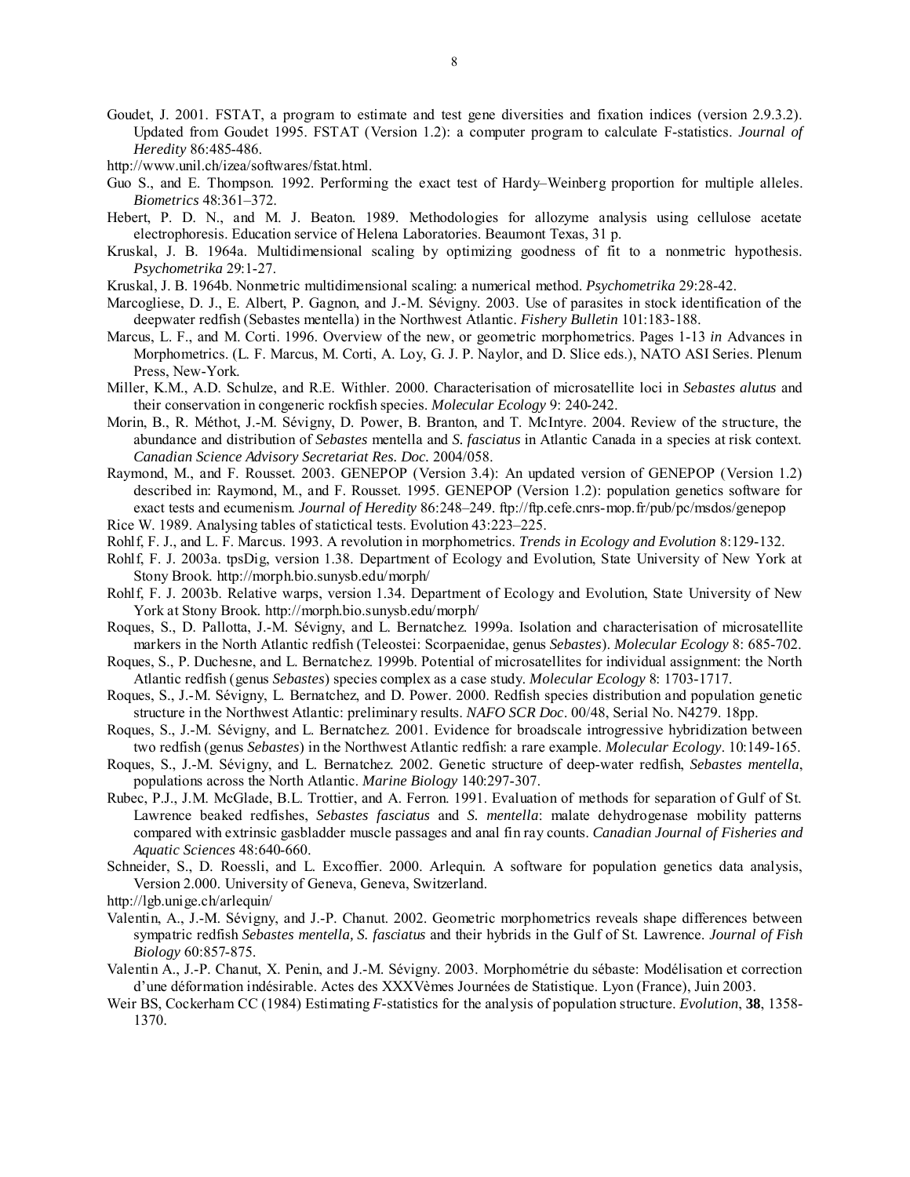Goudet, J. 2001. FSTAT, a program to estimate and test gene diversities and fixation indices (version 2.9.3.2). Updated from Goudet 1995. FSTAT (Version 1.2): a computer program to calculate F-statistics. *Journal of Heredity* 86:485-486.

http://www.unil.ch/izea/softwares/fstat.html.

Guo S., and E. Thompson. 1992. Performing the exact test of Hardy–Weinberg proportion for multiple alleles. *Biometrics* 48:361–372.

Hebert, P. D. N., and M. J. Beaton. 1989. Methodologies for allozyme analysis using cellulose acetate electrophoresis. Education service of Helena Laboratories. Beaumont Texas, 31 p.

Kruskal, J. B. 1964a. Multidimensional scaling by optimizing goodness of fit to a nonmetric hypothesis. *Psychometrika* 29:1-27.

Kruskal, J. B. 1964b. Nonmetric multidimensional scaling: a numerical method. *Psychometrika* 29:28-42.

Marcogliese, D. J., E. Albert, P. Gagnon, and J.-M. Sévigny. 2003. Use of parasites in stock identification of the deepwater redfish (Sebastes mentella) in the Northwest Atlantic. *Fishery Bulletin* 101:183-188.

Marcus, L. F., and M. Corti. 1996. Overview of the new, or geometric morphometrics. Pages 1-13 *in* Advances in Morphometrics. (L. F. Marcus, M. Corti, A. Loy, G. J. P. Naylor, and D. Slice eds.), NATO ASI Series. Plenum Press, New-York.

Miller, K.M., A.D. Schulze, and R.E. Withler. 2000. Characterisation of microsatellite loci in *Sebastes alutus* and their conservation in congeneric rockfish species. *Molecular Ecology* 9: 240-242.

Morin, B., R. Méthot, J.-M. Sévigny, D. Power, B. Branton, and T. McIntyre. 2004. Review of the structure, the abundance and distribution of *Sebastes* mentella and *S. fasciatus* in Atlantic Canada in a species at risk context. *Canadian Science Advisory Secretariat Res. Doc.* 2004/058.

Raymond, M., and F. Rousset. 2003. GENEPOP (Version 3.4): An updated version of GENEPOP (Version 1.2) described in: Raymond, M., and F. Rousset. 1995. GENEPOP (Version 1.2): population genetics software for exact tests and ecumenism. *Journal of Heredity* 86:248–249. ftp://ftp.cefe.cnrs-mop.fr/pub/pc/msdos/genepop

Rice W. 1989. Analysing tables of statictical tests. Evolution 43:223–225.

Rohlf, F. J., and L. F. Marcus. 1993. A revolution in morphometrics. *Trends in Ecology and Evolution* 8:129-132.

Rohlf, F. J. 2003a. tpsDig, version 1.38. Department of Ecology and Evolution, State University of New York at Stony Brook. http://morph.bio.sunysb.edu/morph/

Rohlf, F. J. 2003b. Relative warps, version 1.34. Department of Ecology and Evolution, State University of New York at Stony Brook. http://morph.bio.sunysb.edu/morph/

Roques, S., D. Pallotta, J.-M. Sévigny, and L. Bernatchez. 1999a. Isolation and characterisation of microsatellite markers in the North Atlantic redfish (Teleostei: Scorpaenidae, genus *Sebastes*). *Molecular Ecology* 8: 685-702.

Roques, S., P. Duchesne, and L. Bernatchez. 1999b. Potential of microsatellites for individual assignment: the North Atlantic redfish (genus *Sebastes*) species complex as a case study. *Molecular Ecology* 8: 1703-1717.

Roques, S., J.-M. Sévigny, L. Bernatchez, and D. Power. 2000. Redfish species distribution and population genetic structure in the Northwest Atlantic: preliminary results. *NAFO SCR Doc*. 00/48, Serial No. N4279. 18pp.

Roques, S., J.-M. Sévigny, and L. Bernatchez. 2001. Evidence for broadscale introgressive hybridization between two redfish (genus *Sebastes*) in the Northwest Atlantic redfish: a rare example. *Molecular Ecology*. 10:149-165.

Roques, S., J.-M. Sévigny, and L. Bernatchez. 2002. Genetic structure of deep-water redfish, *Sebastes mentella*, populations across the North Atlantic. *Marine Biology* 140:297-307.

Rubec, P.J., J.M. McGlade, B.L. Trottier, and A. Ferron. 1991. Evaluation of methods for separation of Gulf of St. Lawrence beaked redfishes, *Sebastes fasciatus* and *S. mentella*: malate dehydrogenase mobility patterns compared with extrinsic gasbladder muscle passages and anal fin ray counts. *Canadian Journal of Fisheries and Aquatic Sciences* 48:640-660.

Schneider, S., D. Roessli, and L. Excoffier. 2000. Arlequin. A software for population genetics data analysis, Version 2.000. University of Geneva, Geneva, Switzerland.

http://lgb.unige.ch/arlequin/

Valentin, A., J.-M. Sévigny, and J.-P. Chanut. 2002. Geometric morphometrics reveals shape differences between sympatric redfish *Sebastes mentella, S. fasciatus* and their hybrids in the Gulf of St. Lawrence. *Journal of Fish Biology* 60:857-875.

Valentin A., J.-P. Chanut, X. Penin, and J.-M. Sévigny. 2003. Morphométrie du sébaste: Modélisation et correction d'une déformation indésirable. Actes des XXXVèmes Journées de Statistique. Lyon (France), Juin 2003.

Weir BS, Cockerham CC (1984) Estimating *F*-statistics for the analysis of population structure. *Evolution*, **38**, 1358-1370.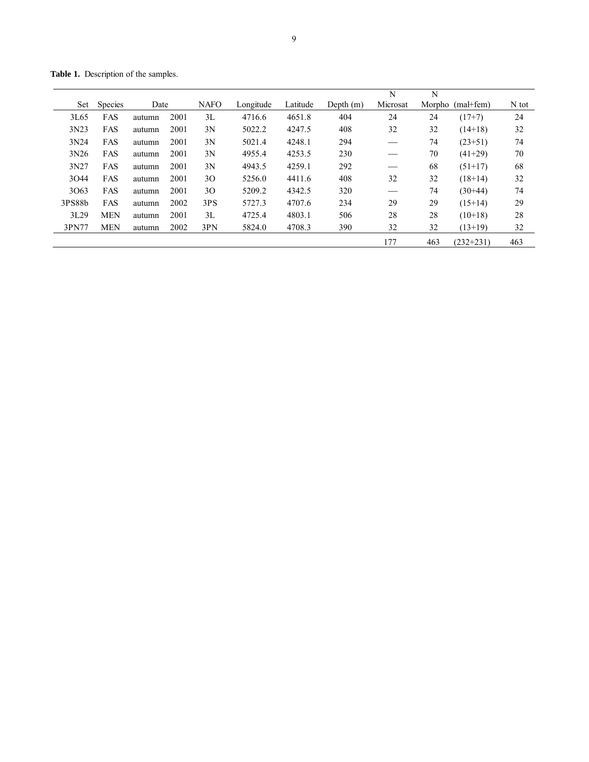**Table 1.** Description of the samples.

| Set | Species | Date | | NAFO | Longitude | Latitude | Depth (m) | N Microsat | N Morpho | (mal+fem) | N tot |
|---|---|---|---|---|---|---|---|---|---|---|---|
| 3L65 | FAS | autumn | 2001 | 3L | 4716.6 | 4651.8 | 404 | 24 | 24 | (17+7) | 24 |
| 3N23 | FAS | autumn | 2001 | 3N | 5022.2 | 4247.5 | 408 | 32 | 32 | (14+18) | 32 |
| 3N24 | FAS | autumn | 2001 | 3N | 5021.4 | 4248.1 | 294 | — | 74 | (23+51) | 74 |
| 3N26 | FAS | autumn | 2001 | 3N | 4955.4 | 4253.5 | 230 | — | 70 | (41+29) | 70 |
| 3N27 | FAS | autumn | 2001 | 3N | 4943.5 | 4259.1 | 292 | — | 68 | (51+17) | 68 |
| 3O44 | FAS | autumn | 2001 | 3O | 5256.0 | 4411.6 | 408 | 32 | 32 | (18+14) | 32 |
| 3O63 | FAS | autumn | 2001 | 3O | 5209.2 | 4342.5 | 320 | — | 74 | (30+44) | 74 |
| 3PS88b | FAS | autumn | 2002 | 3PS | 5727.3 | 4707.6 | 234 | 29 | 29 | (15+14) | 29 |
| 3L29 | MEN | autumn | 2001 | 3L | 4725.4 | 4803.1 | 506 | 28 | 28 | (10+18) | 28 |
| 3PN77 | MEN | autumn | 2002 | 3PN | 5824.0 | 4708.3 | 390 | 32 | 32 | (13+19) | 32 |
| | | | | | | | | 177 | 463 | (232+231) | 463 |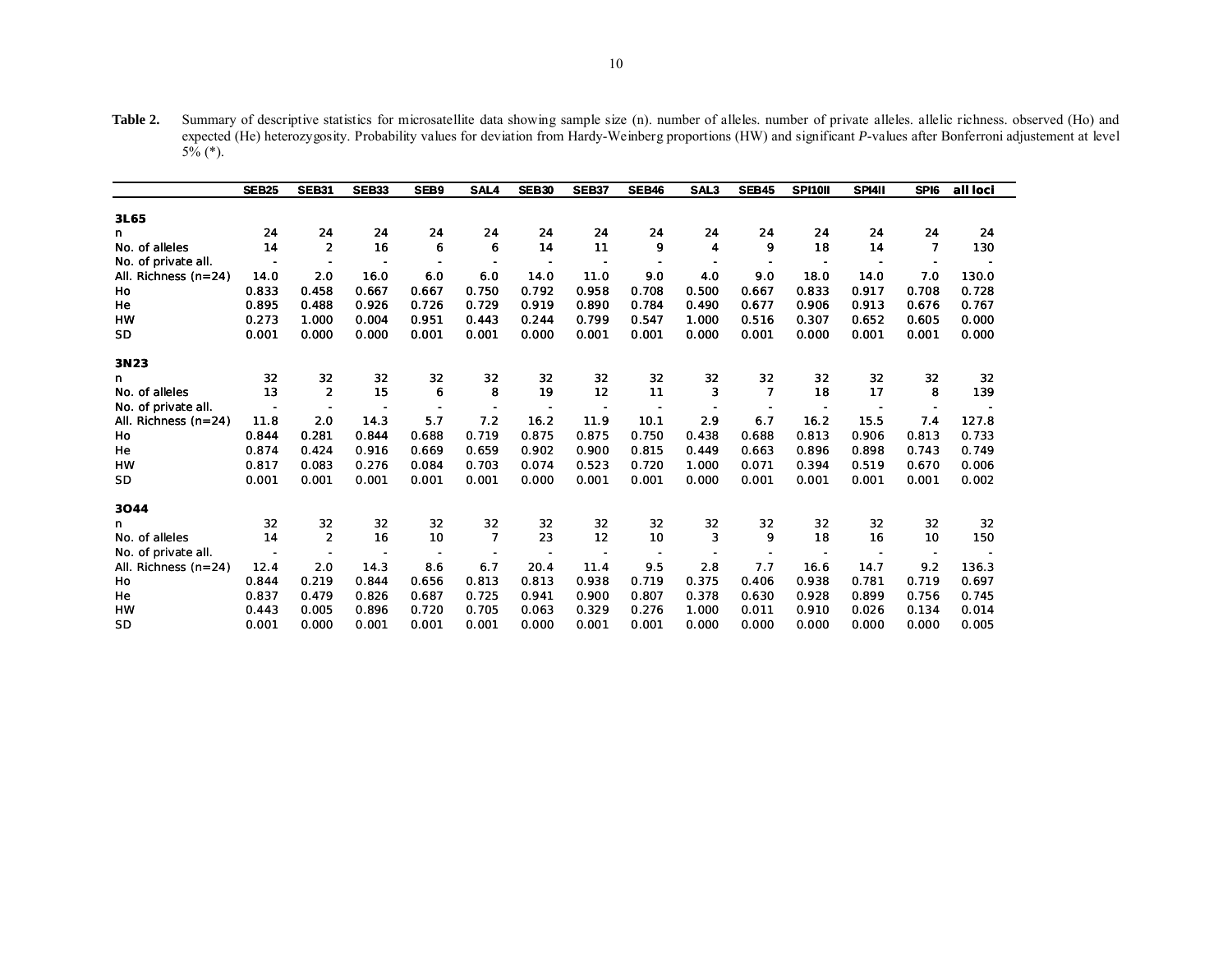**Table 2.** Summary of descriptive statistics for microsatellite data showing sample size (n). number of alleles. number of private alleles. allelic richness. observed (Ho) and expected (He) heterozygosity. Probability values for deviation from Hardy-Weinberg proportions (HW) and significant *P*-values after Bonferroni adjustement at level 5% (*).

| | SEB25 | SEB31 | SEB33 | SEB9 | SAL4 | SEB30 | SEB37 | SEB46 | SAL3 | SEB45 | SPI10II | SPI4II | SPI6 | all loci |
|---|---|---|---|---|---|---|---|---|---|---|---|---|---|---|
| **3L65** | | | | | | | | | | | | | | |
| n | 24 | 24 | 24 | 24 | 24 | 24 | 24 | 24 | 24 | 24 | 24 | 24 | 24 | 24 |
| No. of alleles | 14 | 2 | 16 | 6 | 6 | 14 | 11 | 9 | 4 | 9 | 18 | 14 | 7 | 130 |
| No. of private all. | - | - | - | - | - | - | - | - | - | - | - | - | - | - |
| All. Richness (n=24) | 14.0 | 2.0 | 16.0 | 6.0 | 6.0 | 14.0 | 11.0 | 9.0 | 4.0 | 9.0 | 18.0 | 14.0 | 7.0 | 130.0 |
| Ho | 0.833 | 0.458 | 0.667 | 0.667 | 0.750 | 0.792 | 0.958 | 0.708 | 0.500 | 0.667 | 0.833 | 0.917 | 0.708 | 0.728 |
| He | 0.895 | 0.488 | 0.926 | 0.726 | 0.729 | 0.919 | 0.890 | 0.784 | 0.490 | 0.677 | 0.906 | 0.913 | 0.676 | 0.767 |
| HW | 0.273 | 1.000 | 0.004 | 0.951 | 0.443 | 0.244 | 0.799 | 0.547 | 1.000 | 0.516 | 0.307 | 0.652 | 0.605 | 0.000 |
| SD | 0.001 | 0.000 | 0.000 | 0.001 | 0.001 | 0.000 | 0.001 | 0.001 | 0.000 | 0.001 | 0.000 | 0.001 | 0.001 | 0.000 |
| **3N23** | | | | | | | | | | | | | | |
| n | 32 | 32 | 32 | 32 | 32 | 32 | 32 | 32 | 32 | 32 | 32 | 32 | 32 | 32 |
| No. of alleles | 13 | 2 | 15 | 6 | 8 | 19 | 12 | 11 | 3 | 7 | 18 | 17 | 8 | 139 |
| No. of private all. | - | - | - | - | - | - | - | - | - | - | - | - | - | - |
| All. Richness (n=24) | 11.8 | 2.0 | 14.3 | 5.7 | 7.2 | 16.2 | 11.9 | 10.1 | 2.9 | 6.7 | 16.2 | 15.5 | 7.4 | 127.8 |
| Ho | 0.844 | 0.281 | 0.844 | 0.688 | 0.719 | 0.875 | 0.875 | 0.750 | 0.438 | 0.688 | 0.813 | 0.906 | 0.813 | 0.733 |
| He | 0.874 | 0.424 | 0.916 | 0.669 | 0.659 | 0.902 | 0.900 | 0.815 | 0.449 | 0.663 | 0.896 | 0.898 | 0.743 | 0.749 |
| HW | 0.817 | 0.083 | 0.276 | 0.084 | 0.703 | 0.074 | 0.523 | 0.720 | 1.000 | 0.071 | 0.394 | 0.519 | 0.670 | 0.006 |
| SD | 0.001 | 0.001 | 0.001 | 0.001 | 0.001 | 0.000 | 0.001 | 0.001 | 0.000 | 0.001 | 0.001 | 0.001 | 0.001 | 0.002 |
| **3O44** | | | | | | | | | | | | | | |
| n | 32 | 32 | 32 | 32 | 32 | 32 | 32 | 32 | 32 | 32 | 32 | 32 | 32 | 32 |
| No. of alleles | 14 | 2 | 16 | 10 | 7 | 23 | 12 | 10 | 3 | 9 | 18 | 16 | 10 | 150 |
| No. of private all. | - | - | - | - | - | - | - | - | - | - | - | - | - | - |
| All. Richness (n=24) | 12.4 | 2.0 | 14.3 | 8.6 | 6.7 | 20.4 | 11.4 | 9.5 | 2.8 | 7.7 | 16.6 | 14.7 | 9.2 | 136.3 |
| Ho | 0.844 | 0.219 | 0.844 | 0.656 | 0.813 | 0.813 | 0.938 | 0.719 | 0.375 | 0.406 | 0.938 | 0.781 | 0.719 | 0.697 |
| He | 0.837 | 0.479 | 0.826 | 0.687 | 0.725 | 0.941 | 0.900 | 0.807 | 0.378 | 0.630 | 0.928 | 0.899 | 0.756 | 0.745 |
| HW | 0.443 | 0.005 | 0.896 | 0.720 | 0.705 | 0.063 | 0.329 | 0.276 | 1.000 | 0.011 | 0.910 | 0.026 | 0.134 | 0.014 |
| SD | 0.001 | 0.000 | 0.001 | 0.001 | 0.001 | 0.000 | 0.001 | 0.001 | 0.000 | 0.000 | 0.000 | 0.000 | 0.000 | 0.005 |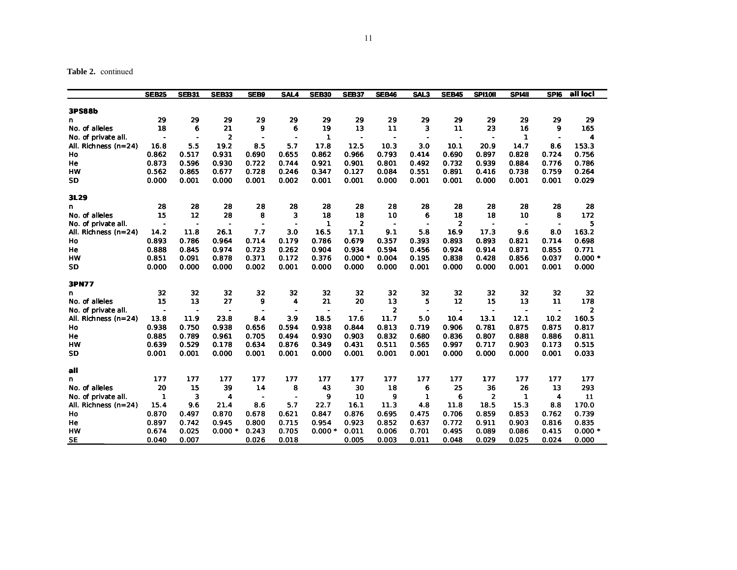**Table 2.** continued

| | SEB25 | SEB31 | SEB33 | SEB9 | SAL4 | SEB30 | SEB37 | SEB46 | SAL3 | SEB45 | SPI10II | SPI4II | SPI6 | all loci |
|---|---|---|---|---|---|---|---|---|---|---|---|---|---|---|
| **3PS88b** | | | | | | | | | | | | | | |
| n | 29 | 29 | 29 | 29 | 29 | 29 | 29 | 29 | 29 | 29 | 29 | 29 | 29 | 29 |
| No. of alleles | 18 | 6 | 21 | 9 | 6 | 19 | 13 | 11 | 3 | 11 | 23 | 16 | 9 | 165 |
| No. of private all. | - | - | 2 | - | - | 1 | - | - | - | - | - | 1 | - | 4 |
| All. Richness (n=24) | 16.8 | 5.5 | 19.2 | 8.5 | 5.7 | 17.8 | 12.5 | 10.3 | 3.0 | 10.1 | 20.9 | 14.7 | 8.6 | 153.3 |
| Ho | 0.862 | 0.517 | 0.931 | 0.690 | 0.655 | 0.862 | 0.966 | 0.793 | 0.414 | 0.690 | 0.897 | 0.828 | 0.724 | 0.756 |
| He | 0.873 | 0.596 | 0.930 | 0.722 | 0.744 | 0.921 | 0.901 | 0.801 | 0.492 | 0.732 | 0.939 | 0.884 | 0.776 | 0.786 |
| HW | 0.562 | 0.865 | 0.677 | 0.728 | 0.246 | 0.347 | 0.127 | 0.084 | 0.551 | 0.891 | 0.416 | 0.738 | 0.759 | 0.264 |
| SD | 0.000 | 0.001 | 0.000 | 0.001 | 0.002 | 0.001 | 0.001 | 0.000 | 0.001 | 0.001 | 0.000 | 0.001 | 0.001 | 0.029 |
| **3L29** | | | | | | | | | | | | | | |
| n | 28 | 28 | 28 | 28 | 28 | 28 | 28 | 28 | 28 | 28 | 28 | 28 | 28 | 28 |
| No. of alleles | 15 | 12 | 28 | 8 | 3 | 18 | 18 | 10 | 6 | 18 | 18 | 10 | 8 | 172 |
| No. of private all. | - | - | - | - | - | 1 | 2 | - | - | 2 | - | - | - | 5 |
| All. Richness (n=24) | 14.2 | 11.8 | 26.1 | 7.7 | 3.0 | 16.5 | 17.1 | 9.1 | 5.8 | 16.9 | 17.3 | 9.6 | 8.0 | 163.2 |
| Ho | 0.893 | 0.786 | 0.964 | 0.714 | 0.179 | 0.786 | 0.679 | 0.357 | 0.393 | 0.893 | 0.893 | 0.821 | 0.714 | 0.698 |
| He | 0.888 | 0.845 | 0.974 | 0.723 | 0.262 | 0.904 | 0.934 | 0.594 | 0.456 | 0.924 | 0.914 | 0.871 | 0.855 | 0.771 |
| HW | 0.851 | 0.091 | 0.878 | 0.371 | 0.172 | 0.376 | 0.000 * | 0.004 | 0.195 | 0.838 | 0.428 | 0.856 | 0.037 | 0.000 * |
| SD | 0.000 | 0.000 | 0.000 | 0.002 | 0.001 | 0.000 | 0.000 | 0.000 | 0.001 | 0.000 | 0.000 | 0.001 | 0.001 | 0.000 |
| **3PN77** | | | | | | | | | | | | | | |
| n | 32 | 32 | 32 | 32 | 32 | 32 | 32 | 32 | 32 | 32 | 32 | 32 | 32 | 32 |
| No. of alleles | 15 | 13 | 27 | 9 | 4 | 21 | 20 | 13 | 5 | 12 | 15 | 13 | 11 | 178 |
| No. of private all. | - | - | - | - | - | - | - | 2 | - | - | - | - | - | 2 |
| All. Richness (n=24) | 13.8 | 11.9 | 23.8 | 8.4 | 3.9 | 18.5 | 17.6 | 11.7 | 5.0 | 10.4 | 13.1 | 12.1 | 10.2 | 160.5 |
| Ho | 0.938 | 0.750 | 0.938 | 0.656 | 0.594 | 0.938 | 0.844 | 0.813 | 0.719 | 0.906 | 0.781 | 0.875 | 0.875 | 0.817 |
| He | 0.885 | 0.789 | 0.961 | 0.705 | 0.494 | 0.930 | 0.903 | 0.832 | 0.680 | 0.836 | 0.807 | 0.888 | 0.886 | 0.811 |
| HW | 0.639 | 0.529 | 0.178 | 0.634 | 0.876 | 0.349 | 0.431 | 0.511 | 0.565 | 0.997 | 0.717 | 0.903 | 0.173 | 0.515 |
| SD | 0.001 | 0.001 | 0.000 | 0.001 | 0.001 | 0.000 | 0.001 | 0.001 | 0.001 | 0.000 | 0.000 | 0.000 | 0.001 | 0.033 |
| **all** | | | | | | | | | | | | | | |
| n | 177 | 177 | 177 | 177 | 177 | 177 | 177 | 177 | 177 | 177 | 177 | 177 | 177 | 177 |
| No. of alleles | 20 | 15 | 39 | 14 | 8 | 43 | 30 | 18 | 6 | 25 | 36 | 26 | 13 | 293 |
| No. of private all. | 1 | 3 | 4 | - | - | 9 | 10 | 9 | 1 | 6 | 2 | 1 | 4 | 11 |
| All. Richness (n=24) | 15.4 | 9.6 | 21.4 | 8.6 | 5.7 | 22.7 | 16.1 | 11.3 | 4.8 | 11.8 | 18.5 | 15.3 | 8.8 | 170.0 |
| Ho | 0.870 | 0.497 | 0.870 | 0.678 | 0.621 | 0.847 | 0.876 | 0.695 | 0.475 | 0.706 | 0.859 | 0.853 | 0.762 | 0.739 |
| He | 0.897 | 0.742 | 0.945 | 0.800 | 0.715 | 0.954 | 0.923 | 0.852 | 0.637 | 0.772 | 0.911 | 0.903 | 0.816 | 0.835 |
| HW | 0.674 | 0.025 | 0.000 * | 0.243 | 0.705 | 0.000 * | 0.011 | 0.006 | 0.701 | 0.495 | 0.089 | 0.086 | 0.415 | 0.000 * |
| SE | 0.040 | 0.007 | | 0.026 | 0.018 | | 0.005 | 0.003 | 0.011 | 0.048 | 0.029 | 0.025 | 0.024 | 0.000 |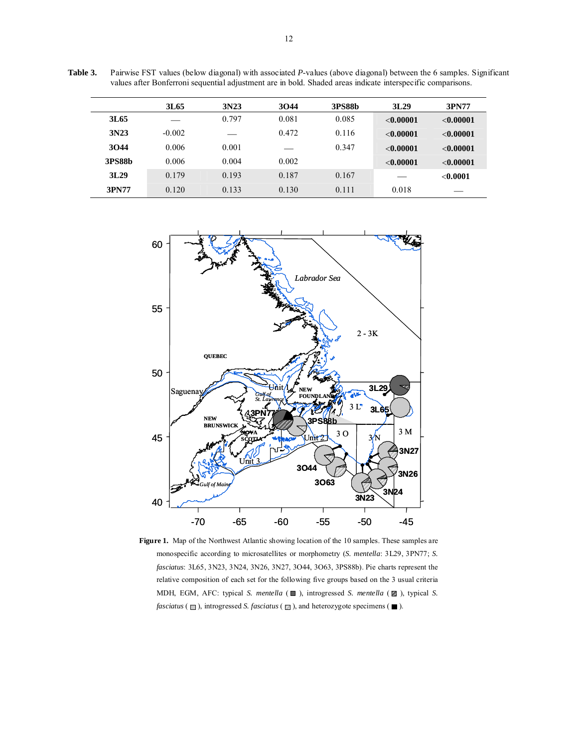**Table 3.** Pairwise FST values (below diagonal) with associated *P*-values (above diagonal) between the 6 samples. Significant values after Bonferroni sequential adjustment are in bold. Shaded areas indicate interspecific comparisons.

| | 3L65 | 3N23 | 3O44 | 3PS88b | 3L29 | 3PN77 |
|---|---|---|---|---|---|---|
| **3L65** | — | 0.797 | 0.081 | 0.085 | **<0.00001** | **<0.00001** |
| **3N23** | -0.002 | — | 0.472 | 0.116 | **<0.00001** | **<0.00001** |
| **3O44** | 0.006 | 0.001 | — | 0.347 | **<0.00001** | **<0.00001** |
| **3PS88b** | 0.006 | 0.004 | 0.002 | | **<0.00001** | **<0.00001** |
| **3L29** | 0.179 | 0.193 | 0.187 | 0.167 | — | **<0.0001** |
| **3PN77** | 0.120 | 0.133 | 0.130 | 0.111 | 0.018 | — |

**Figure 1.** Map of the Northwest Atlantic showing location of the 10 samples. These samples are monospecific according to microsatellites or morphometry (*S. mentella*: 3L29, 3PN77; *S. fasciatus*: 3L65, 3N23, 3N24, 3N26, 3N27, 3O44, 3O63, 3PS88b). Pie charts represent the relative composition of each set for the following five groups based on the 3 usual criteria MDH, EGM, AFC: typical *S. mentella* ( ▪ ), introgressed *S. mentella* ( ▨ ), typical *S. fasciatus* ( ▫ ), introgressed *S. fasciatus* ( ▨ ), and heterozygote specimens ( ■ ).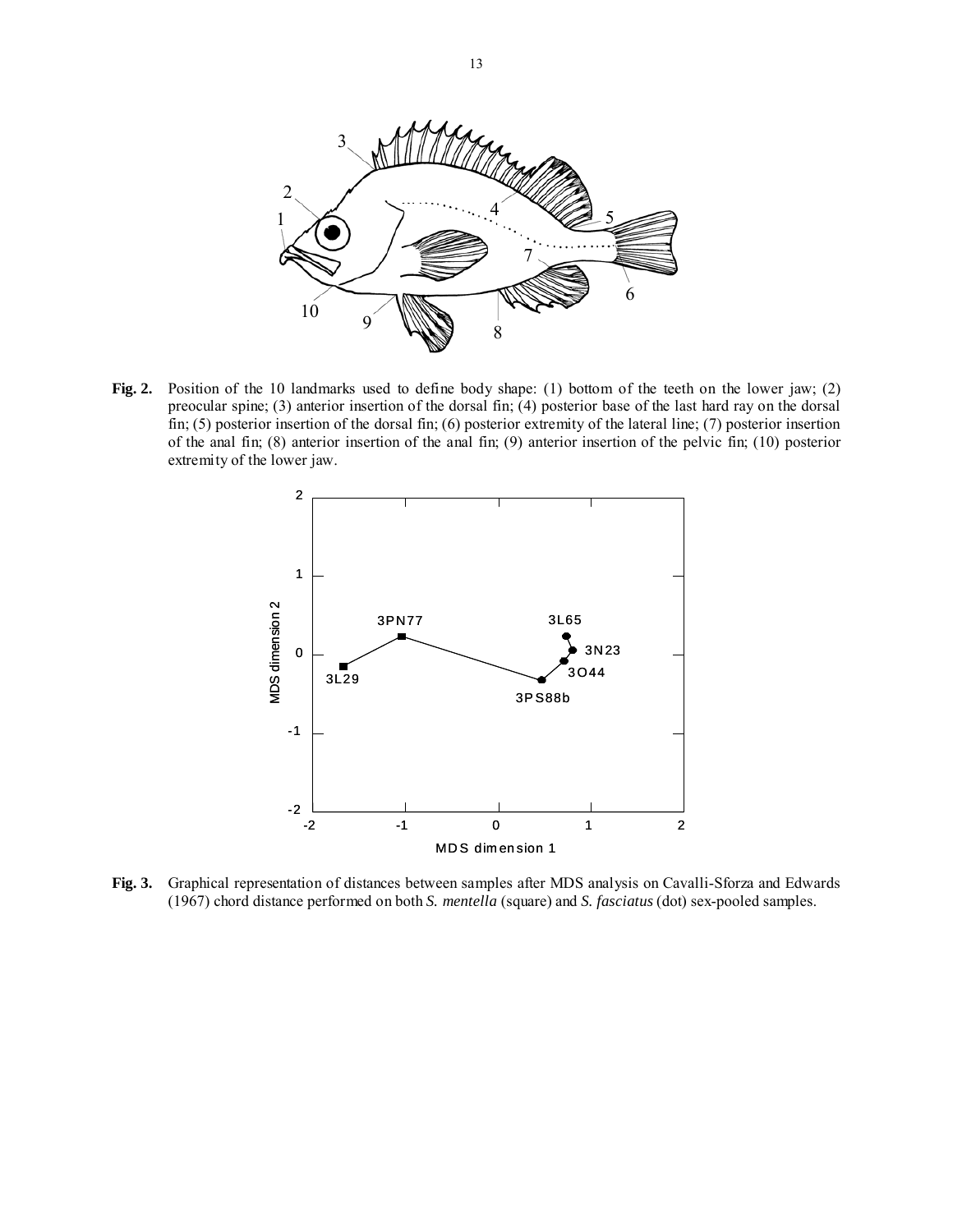**Fig. 2.** Position of the 10 landmarks used to define body shape: (1) bottom of the teeth on the lower jaw; (2) preocular spine; (3) anterior insertion of the dorsal fin; (4) posterior base of the last hard ray on the dorsal fin; (5) posterior insertion of the dorsal fin; (6) posterior extremity of the lateral line; (7) posterior insertion of the anal fin; (8) anterior insertion of the anal fin; (9) anterior insertion of the pelvic fin; (10) posterior extremity of the lower jaw.

**Fig. 3.** Graphical representation of distances between samples after MDS analysis on Cavalli-Sforza and Edwards (1967) chord distance performed on both *S. mentella* (square) and *S. fasciatus* (dot) sex-pooled samples.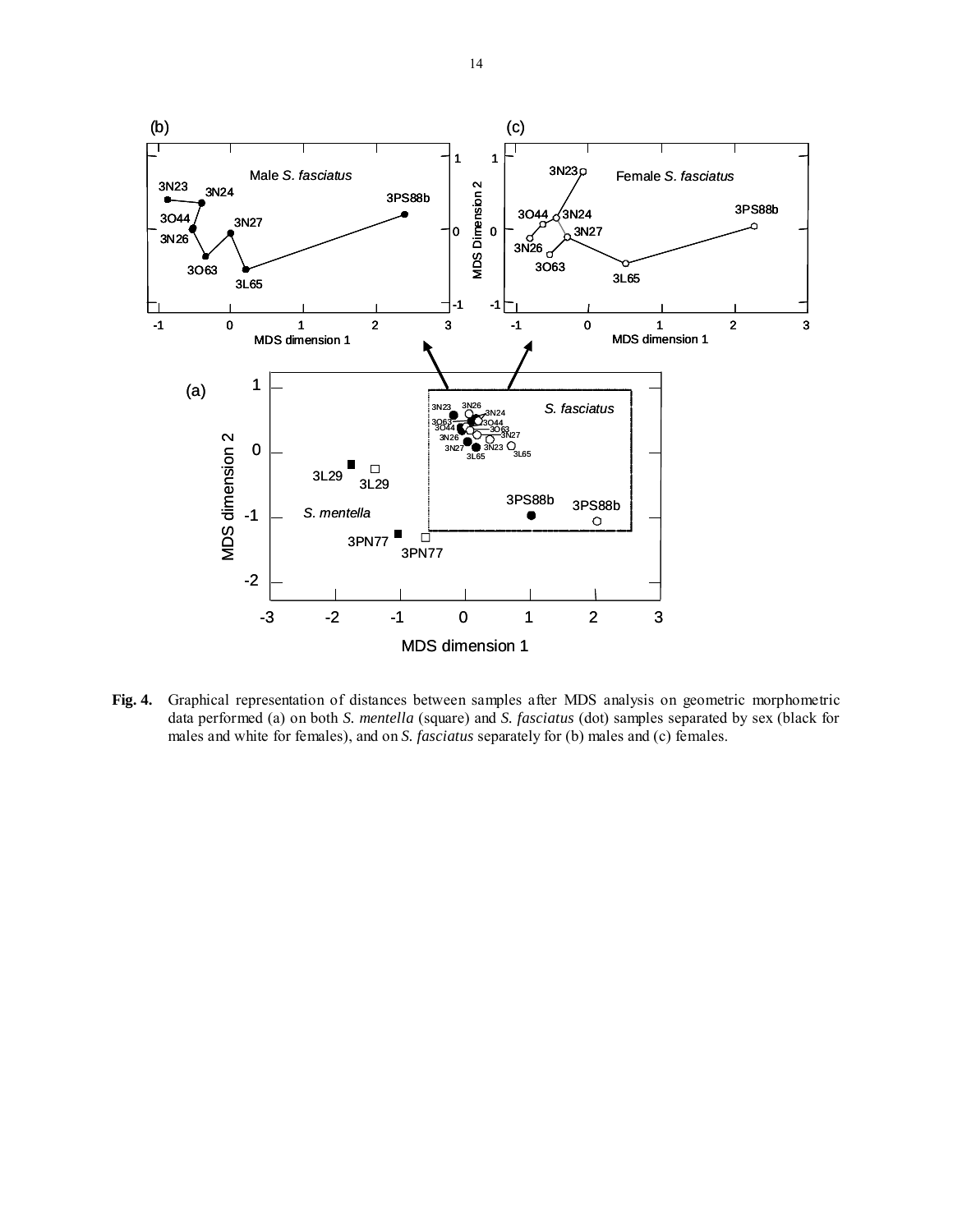(b)

Male *S. fasciatus*

3N23
3N24
3O44
3N26
3N27
3O63
3L65
3PS88b

MDS dimension 1

(c)

Female *S. fasciatus*

3N23
3O44
3N24
3N27
3N26
3O63
3L65
3PS88b

MDS Dimension 2

MDS dimension 1

(a)

*S. fasciatus*

3N23
3N26
3N24
3O63
3O44
3O44
3O63
3N26
3N27
3N27
3N23
3L65
3L65

3L29
3L29
*S. mentella*
3PN77
3PN77
3PS88b
3PS88b

MDS dimension 2

MDS dimension 1

**Fig. 4.** Graphical representation of distances between samples after MDS analysis on geometric morphometric data performed (a) on both *S. mentella* (square) and *S. fasciatus* (dot) samples separated by sex (black for males and white for females), and on *S. fasciatus* separately for (b) males and (c) females.